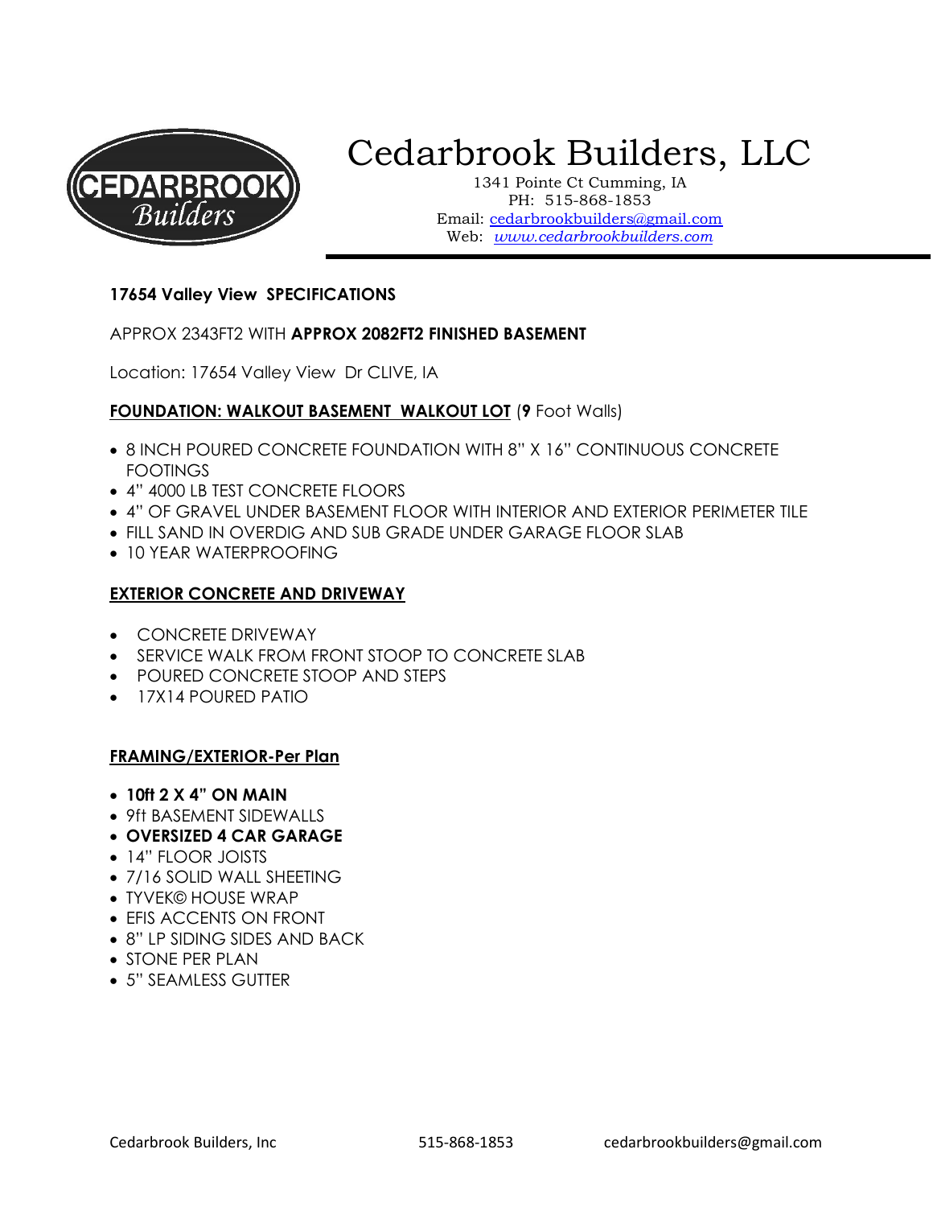# Cedarbrook Builders, LLC

1341 Pointe Ct Cumming, IA
PH: 515-868-1853
Email: cedarbrookbuilders@gmail.com
Web: *www.cedarbrookbuilders.com*

**17654 Valley View SPECIFICATIONS**

APPROX 2343FT2 WITH **APPROX 2082FT2 FINISHED BASEMENT**

Location: 17654 Valley View Dr CLIVE, IA

**FOUNDATION: WALKOUT BASEMENT WALKOUT LOT** (**9** Foot Walls)

- 8 INCH POURED CONCRETE FOUNDATION WITH 8" X 16" CONTINUOUS CONCRETE FOOTINGS
- 4" 4000 LB TEST CONCRETE FLOORS
- 4" OF GRAVEL UNDER BASEMENT FLOOR WITH INTERIOR AND EXTERIOR PERIMETER TILE
- FILL SAND IN OVERDIG AND SUB GRADE UNDER GARAGE FLOOR SLAB
- 10 YEAR WATERPROOFING

**EXTERIOR CONCRETE AND DRIVEWAY**

- CONCRETE DRIVEWAY
- SERVICE WALK FROM FRONT STOOP TO CONCRETE SLAB
- POURED CONCRETE STOOP AND STEPS
- 17X14 POURED PATIO

**FRAMING/EXTERIOR-Per Plan**

- **10ft 2 X 4" ON MAIN**
- 9ft BASEMENT SIDEWALLS
- **OVERSIZED 4 CAR GARAGE**
- 14" FLOOR JOISTS
- 7/16 SOLID WALL SHEETING
- TYVEK© HOUSE WRAP
- EFIS ACCENTS ON FRONT
- 8" LP SIDING SIDES AND BACK
- STONE PER PLAN
- 5" SEAMLESS GUTTER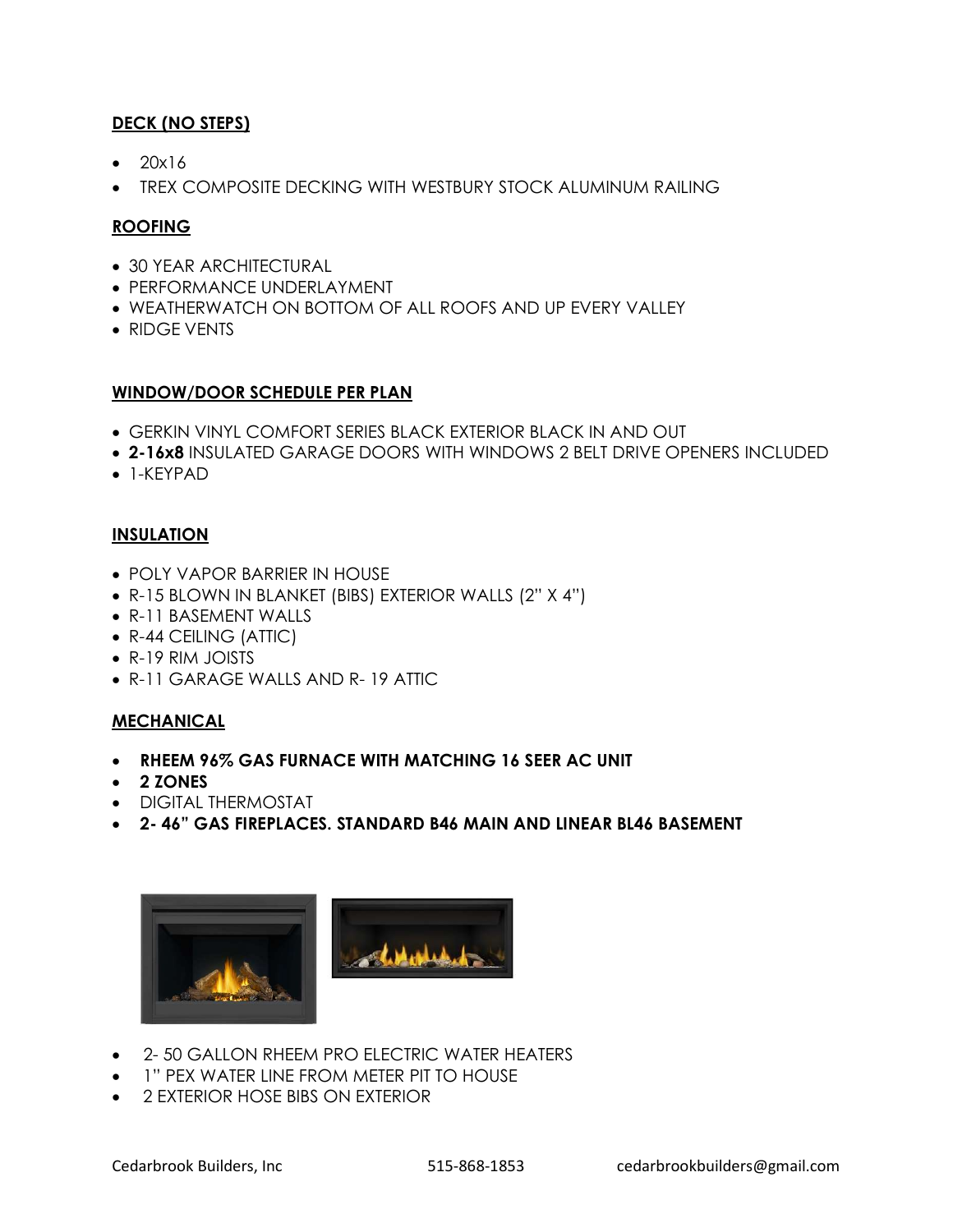## DECK (NO STEPS)

- 20x16
- TREX COMPOSITE DECKING WITH WESTBURY STOCK ALUMINUM RAILING

## ROOFING

- 30 YEAR ARCHITECTURAL
- PERFORMANCE UNDERLAYMENT
- WEATHERWATCH ON BOTTOM OF ALL ROOFS AND UP EVERY VALLEY
- RIDGE VENTS

## WINDOW/DOOR SCHEDULE PER PLAN

- GERKIN VINYL COMFORT SERIES BLACK EXTERIOR BLACK IN AND OUT
- **2-16x8** INSULATED GARAGE DOORS WITH WINDOWS 2 BELT DRIVE OPENERS INCLUDED
- 1-KEYPAD

## INSULATION

- POLY VAPOR BARRIER IN HOUSE
- R-15 BLOWN IN BLANKET (BIBS) EXTERIOR WALLS (2" X 4")
- R-11 BASEMENT WALLS
- R-44 CEILING (ATTIC)
- R-19 RIM JOISTS
- R-11 GARAGE WALLS AND R- 19 ATTIC

## MECHANICAL

- **RHEEM 96% GAS FURNACE WITH MATCHING 16 SEER AC UNIT**
- **2 ZONES**
- DIGITAL THERMOSTAT
- **2- 46" GAS FIREPLACES. STANDARD B46 MAIN AND LINEAR BL46 BASEMENT**

- 2- 50 GALLON RHEEM PRO ELECTRIC WATER HEATERS
- 1" PEX WATER LINE FROM METER PIT TO HOUSE
- 2 EXTERIOR HOSE BIBS ON EXTERIOR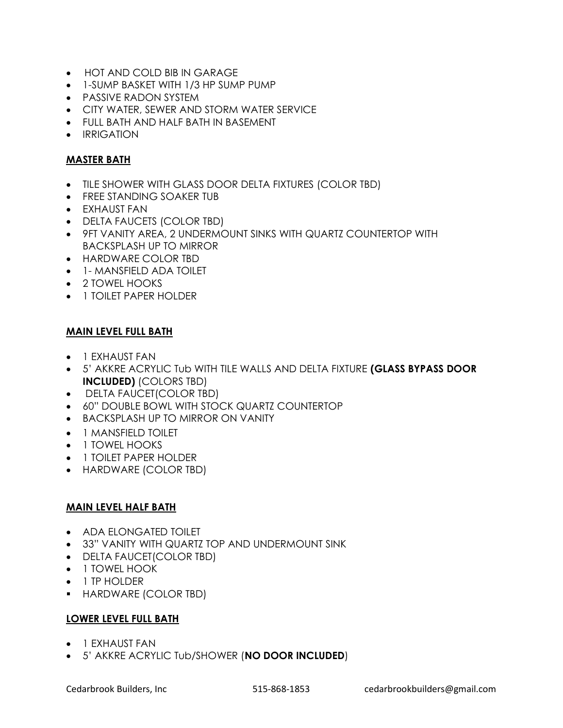- HOT AND COLD BIB IN GARAGE
- 1-SUMP BASKET WITH 1/3 HP SUMP PUMP
- PASSIVE RADON SYSTEM
- CITY WATER, SEWER AND STORM WATER SERVICE
- FULL BATH AND HALF BATH IN BASEMENT
- IRRIGATION

## MASTER BATH

- TILE SHOWER WITH GLASS DOOR DELTA FIXTURES (COLOR TBD)
- FREE STANDING SOAKER TUB
- EXHAUST FAN
- DELTA FAUCETS (COLOR TBD)
- 9FT VANITY AREA, 2 UNDERMOUNT SINKS WITH QUARTZ COUNTERTOP WITH BACKSPLASH UP TO MIRROR
- HARDWARE COLOR TBD
- 1- MANSFIELD ADA TOILET
- 2 TOWEL HOOKS
- 1 TOILET PAPER HOLDER

## MAIN LEVEL FULL BATH

- 1 EXHAUST FAN
- 5' AKKRE ACRYLIC Tub WITH TILE WALLS AND DELTA FIXTURE **(GLASS BYPASS DOOR INCLUDED)** (COLORS TBD)
- DELTA FAUCET(COLOR TBD)
- 60" DOUBLE BOWL WITH STOCK QUARTZ COUNTERTOP
- BACKSPLASH UP TO MIRROR ON VANITY
- 1 MANSFIELD TOILET
- 1 TOWEL HOOKS
- 1 TOILET PAPER HOLDER
- HARDWARE (COLOR TBD)

## MAIN LEVEL HALF BATH

- ADA ELONGATED TOILET
- 33" VANITY WITH QUARTZ TOP AND UNDERMOUNT SINK
- DELTA FAUCET(COLOR TBD)
- 1 TOWEL HOOK
- 1 TP HOLDER
- HARDWARE (COLOR TBD)

## LOWER LEVEL FULL BATH

- 1 EXHAUST FAN
- 5' AKKRE ACRYLIC Tub/SHOWER (**NO DOOR INCLUDED**)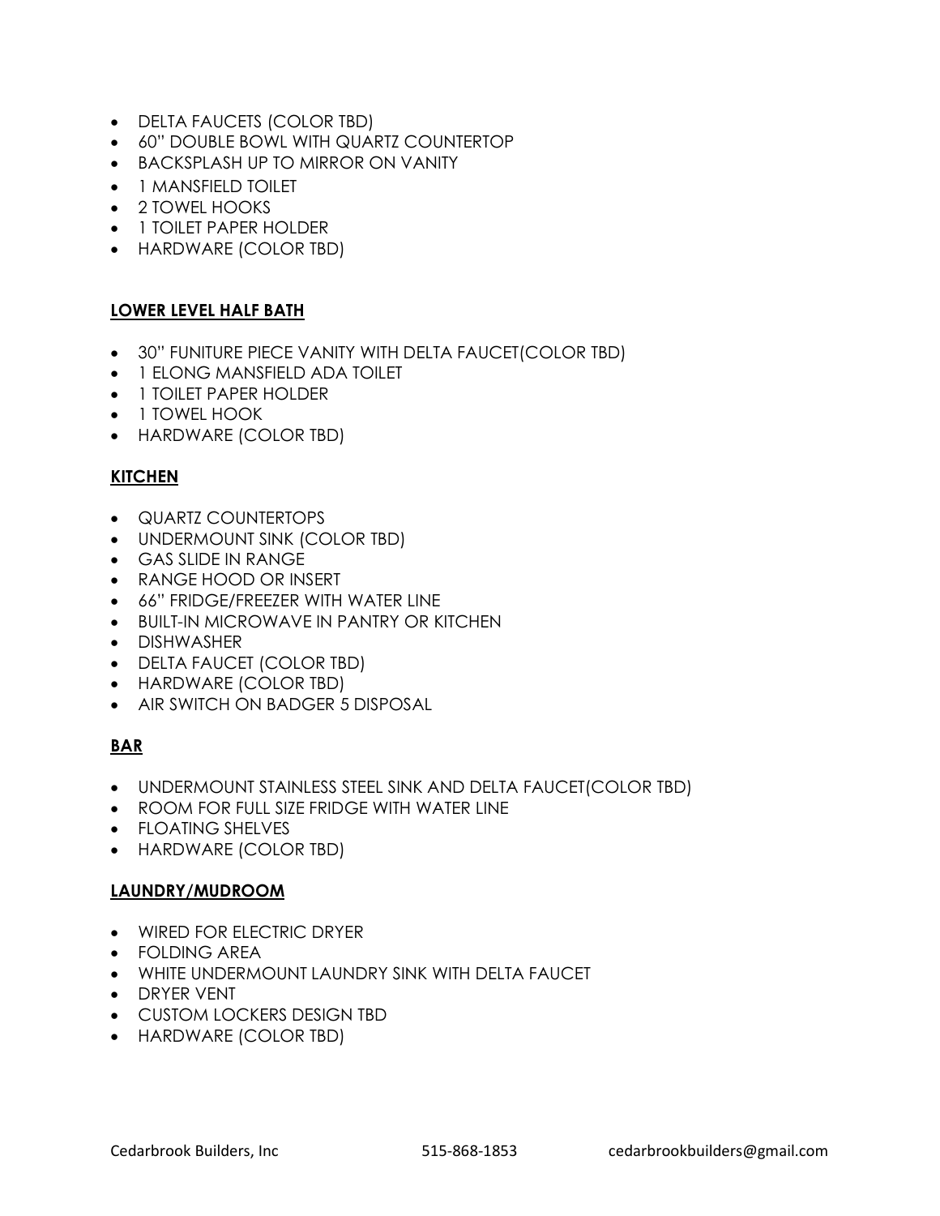- DELTA FAUCETS (COLOR TBD)
- 60" DOUBLE BOWL WITH QUARTZ COUNTERTOP
- BACKSPLASH UP TO MIRROR ON VANITY
- 1 MANSFIELD TOILET
- 2 TOWEL HOOKS
- 1 TOILET PAPER HOLDER
- HARDWARE (COLOR TBD)

**LOWER LEVEL HALF BATH**

- 30" FUNITURE PIECE VANITY WITH DELTA FAUCET(COLOR TBD)
- 1 ELONG MANSFIELD ADA TOILET
- 1 TOILET PAPER HOLDER
- 1 TOWEL HOOK
- HARDWARE (COLOR TBD)

**KITCHEN**

- QUARTZ COUNTERTOPS
- UNDERMOUNT SINK (COLOR TBD)
- GAS SLIDE IN RANGE
- RANGE HOOD OR INSERT
- 66" FRIDGE/FREEZER WITH WATER LINE
- BUILT-IN MICROWAVE IN PANTRY OR KITCHEN
- DISHWASHER
- DELTA FAUCET (COLOR TBD)
- HARDWARE (COLOR TBD)
- AIR SWITCH ON BADGER 5 DISPOSAL

**BAR**

- UNDERMOUNT STAINLESS STEEL SINK AND DELTA FAUCET(COLOR TBD)
- ROOM FOR FULL SIZE FRIDGE WITH WATER LINE
- FLOATING SHELVES
- HARDWARE (COLOR TBD)

**LAUNDRY/MUDROOM**

- WIRED FOR ELECTRIC DRYER
- FOLDING AREA
- WHITE UNDERMOUNT LAUNDRY SINK WITH DELTA FAUCET
- DRYER VENT
- CUSTOM LOCKERS DESIGN TBD
- HARDWARE (COLOR TBD)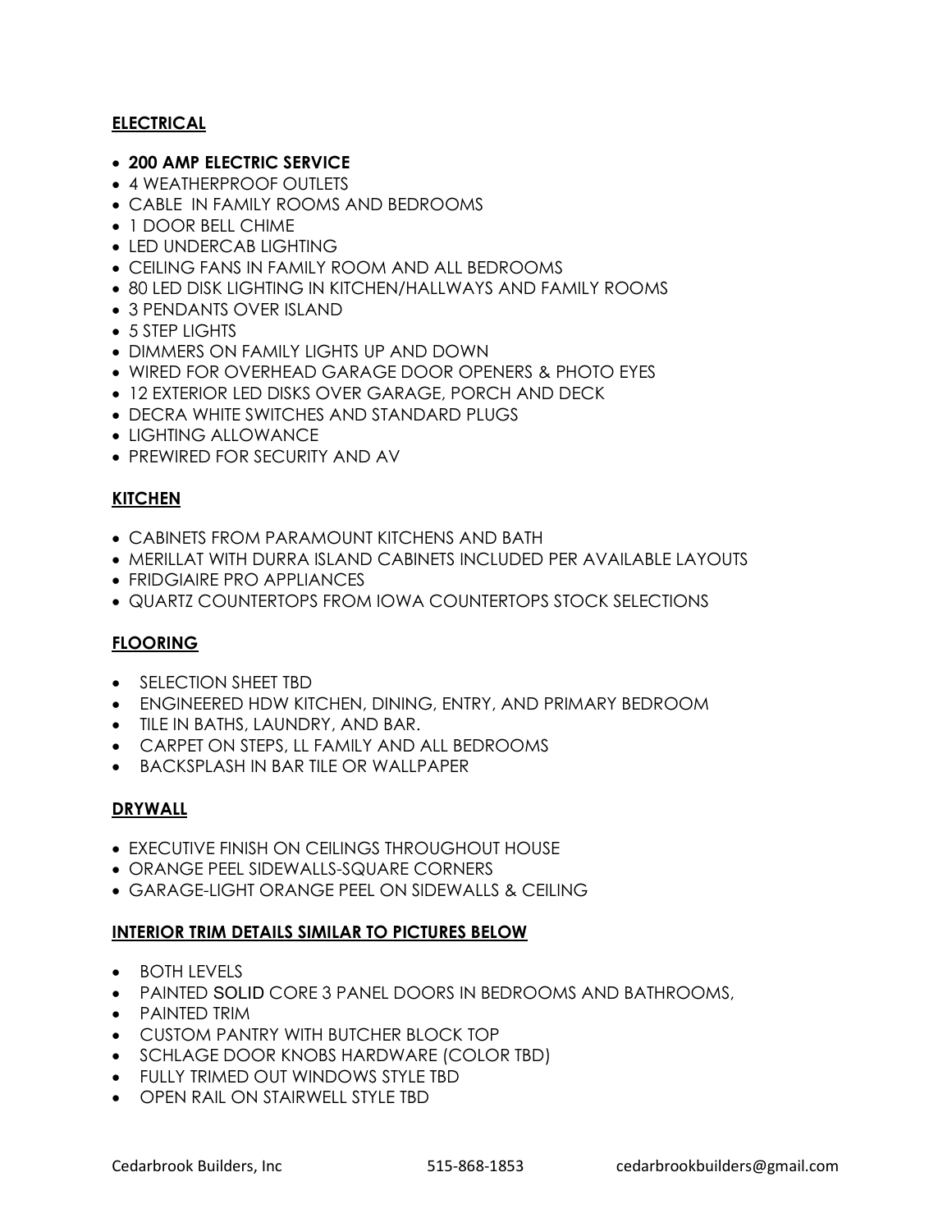## ELECTRICAL

- **200 AMP ELECTRIC SERVICE**
- 4 WEATHERPROOF OUTLETS
- CABLE IN FAMILY ROOMS AND BEDROOMS
- 1 DOOR BELL CHIME
- LED UNDERCAB LIGHTING
- CEILING FANS IN FAMILY ROOM AND ALL BEDROOMS
- 80 LED DISK LIGHTING IN KITCHEN/HALLWAYS AND FAMILY ROOMS
- 3 PENDANTS OVER ISLAND
- 5 STEP LIGHTS
- DIMMERS ON FAMILY LIGHTS UP AND DOWN
- WIRED FOR OVERHEAD GARAGE DOOR OPENERS & PHOTO EYES
- 12 EXTERIOR LED DISKS OVER GARAGE, PORCH AND DECK
- DECRA WHITE SWITCHES AND STANDARD PLUGS
- LIGHTING ALLOWANCE
- PREWIRED FOR SECURITY AND AV

## KITCHEN

- CABINETS FROM PARAMOUNT KITCHENS AND BATH
- MERILLAT WITH DURRA ISLAND CABINETS INCLUDED PER AVAILABLE LAYOUTS
- FRIDGIAIRE PRO APPLIANCES
- QUARTZ COUNTERTOPS FROM IOWA COUNTERTOPS STOCK SELECTIONS

## FLOORING

- SELECTION SHEET TBD
- ENGINEERED HDW KITCHEN, DINING, ENTRY, AND PRIMARY BEDROOM
- TILE IN BATHS, LAUNDRY, AND BAR.
- CARPET ON STEPS, LL FAMILY AND ALL BEDROOMS
- BACKSPLASH IN BAR TILE OR WALLPAPER

## DRYWALL

- EXECUTIVE FINISH ON CEILINGS THROUGHOUT HOUSE
- ORANGE PEEL SIDEWALLS-SQUARE CORNERS
- GARAGE-LIGHT ORANGE PEEL ON SIDEWALLS & CEILING

## INTERIOR TRIM DETAILS SIMILAR TO PICTURES BELOW

- BOTH LEVELS
- PAINTED SOLID CORE 3 PANEL DOORS IN BEDROOMS AND BATHROOMS,
- PAINTED TRIM
- CUSTOM PANTRY WITH BUTCHER BLOCK TOP
- SCHLAGE DOOR KNOBS HARDWARE (COLOR TBD)
- FULLY TRIMED OUT WINDOWS STYLE TBD
- OPEN RAIL ON STAIRWELL STYLE TBD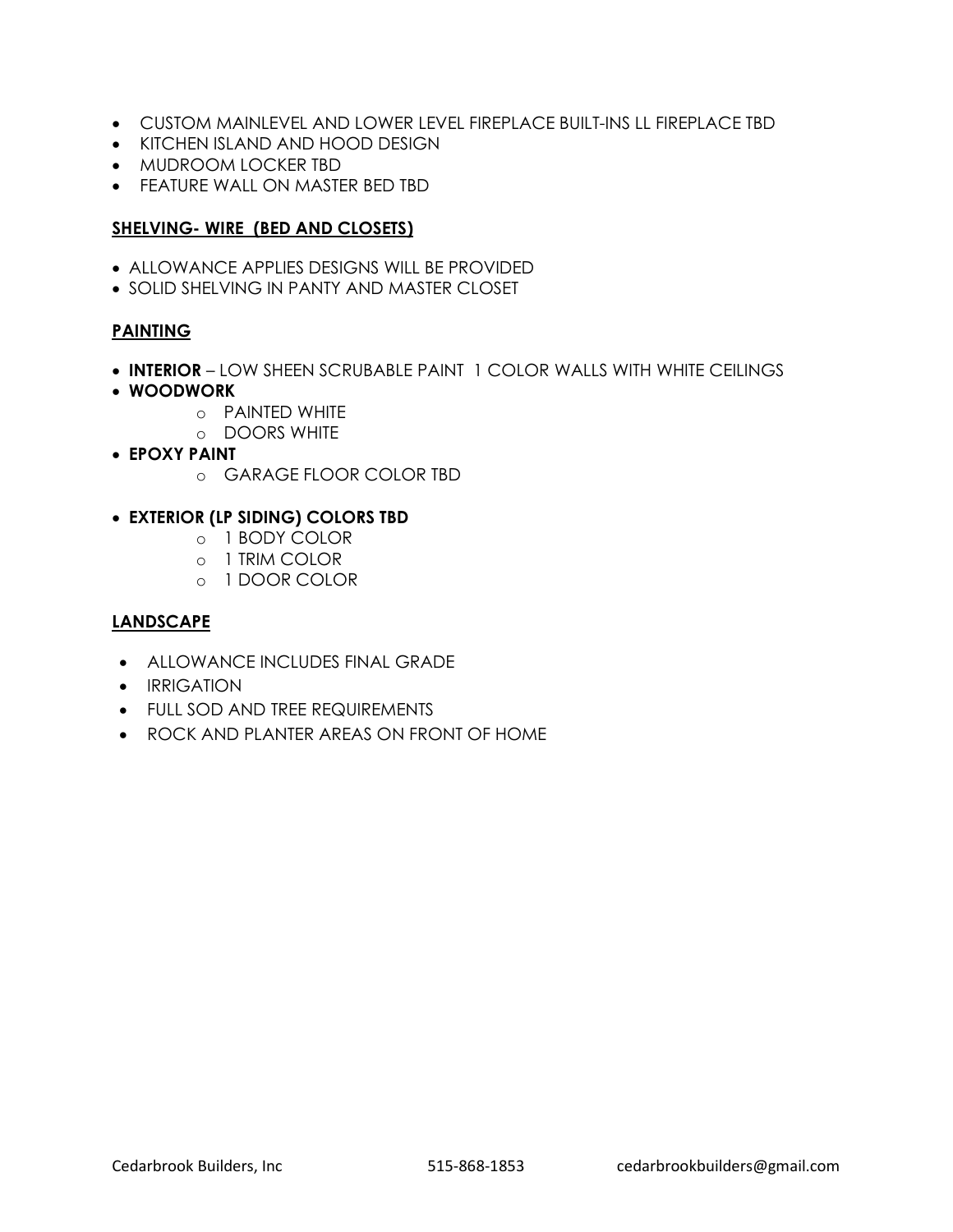- CUSTOM MAINLEVEL AND LOWER LEVEL FIREPLACE BUILT-INS LL FIREPLACE TBD
- KITCHEN ISLAND AND HOOD DESIGN
- MUDROOM LOCKER TBD
- FEATURE WALL ON MASTER BED TBD

## SHELVING- WIRE (BED AND CLOSETS)

- ALLOWANCE APPLIES DESIGNS WILL BE PROVIDED
- SOLID SHELVING IN PANTY AND MASTER CLOSET

## PAINTING

- **INTERIOR** – LOW SHEEN SCRUBABLE PAINT 1 COLOR WALLS WITH WHITE CEILINGS
- **WOODWORK**
  - PAINTED WHITE
  - DOORS WHITE
- **EPOXY PAINT**
  - GARAGE FLOOR COLOR TBD
- **EXTERIOR (LP SIDING) COLORS TBD**
  - 1 BODY COLOR
  - 1 TRIM COLOR
  - 1 DOOR COLOR

## LANDSCAPE

- ALLOWANCE INCLUDES FINAL GRADE
- IRRIGATION
- FULL SOD AND TREE REQUIREMENTS
- ROCK AND PLANTER AREAS ON FRONT OF HOME